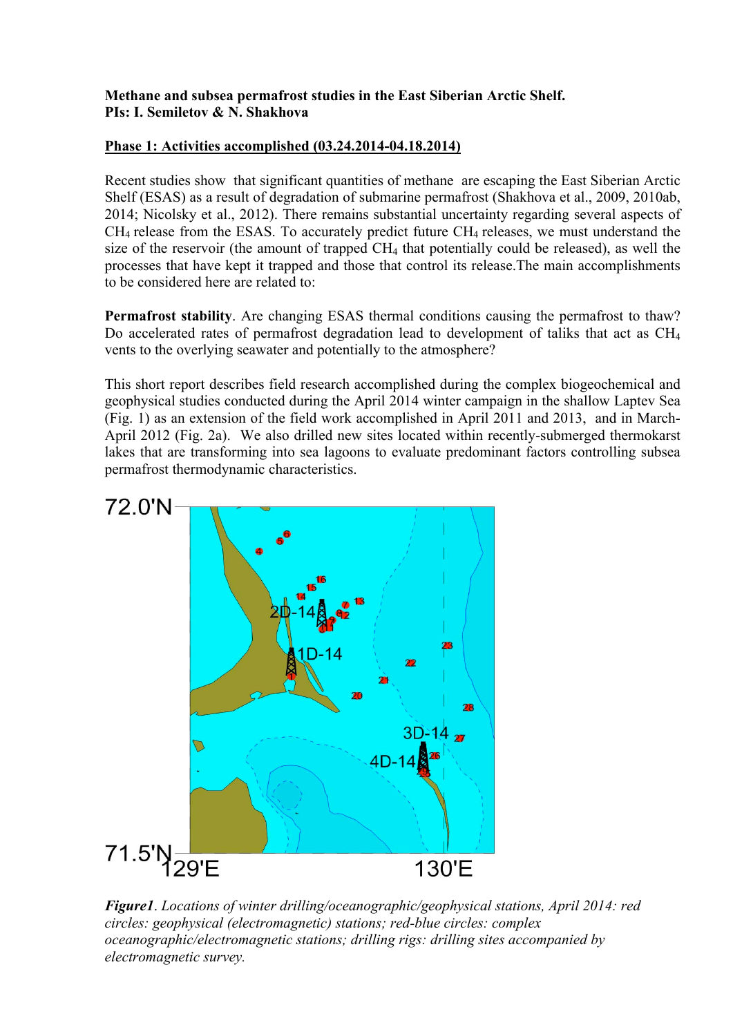**Methane and subsea permafrost studies in the East Siberian Arctic Shelf.**
**PIs: I. Semiletov & N. Shakhova**

**Phase 1: Activities accomplished (03.24.2014-04.18.2014)**

Recent studies show that significant quantities of methane are escaping the East Siberian Arctic Shelf (ESAS) as a result of degradation of submarine permafrost (Shakhova et al., 2009, 2010ab, 2014; Nicolsky et al., 2012). There remains substantial uncertainty regarding several aspects of $CH_4$ release from the ESAS. To accurately predict future $CH_4$ releases, we must understand the size of the reservoir (the amount of trapped $CH_4$ that potentially could be released), as well the processes that have kept it trapped and those that control its release.The main accomplishments to be considered here are related to:

**Permafrost stability**. Are changing ESAS thermal conditions causing the permafrost to thaw? Do accelerated rates of permafrost degradation lead to development of taliks that act as $CH_4$ vents to the overlying seawater and potentially to the atmosphere?

This short report describes field research accomplished during the complex biogeochemical and geophysical studies conducted during the April 2014 winter campaign in the shallow Laptev Sea (Fig. 1) as an extension of the field work accomplished in April 2011 and 2013, and in March-April 2012 (Fig. 2a). We also drilled new sites located within recently-submerged thermokarst lakes that are transforming into sea lagoons to evaluate predominant factors controlling subsea permafrost thermodynamic characteristics.

*Figure1. Locations of winter drilling/oceanographic/geophysical stations, April 2014: red circles: geophysical (electromagnetic) stations; red-blue circles: complex oceanographic/electromagnetic stations; drilling rigs: drilling sites accompanied by electromagnetic survey.*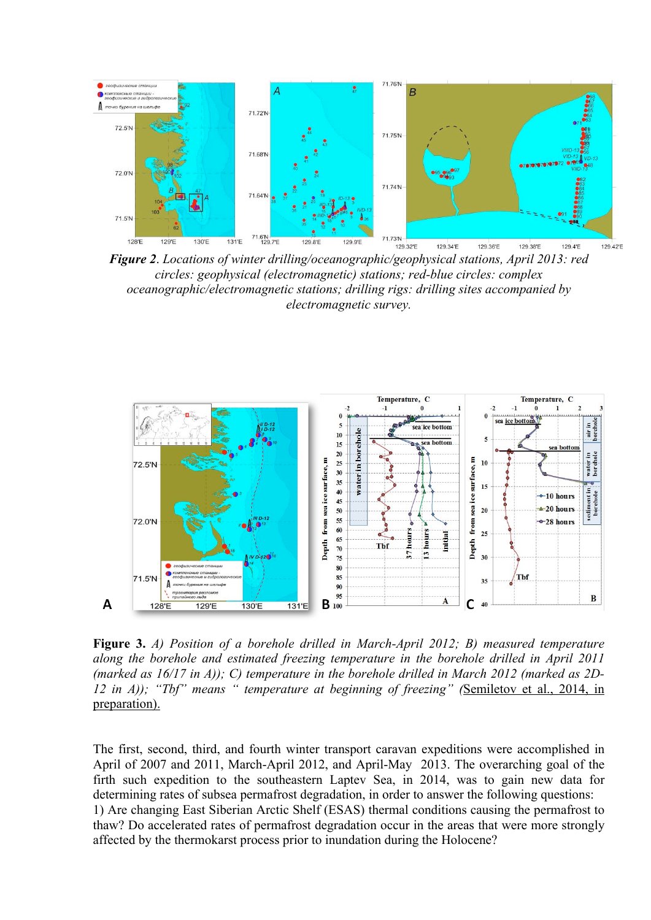***Figure 2**. Locations of winter drilling/oceanographic/geophysical stations, April 2013: red circles: geophysical (electromagnetic) stations; red-blue circles: complex oceanographic/electromagnetic stations; drilling rigs: drilling sites accompanied by electromagnetic survey.*

**Figure 3.** *A) Position of a borehole drilled in March-April 2012; B) measured temperature along the borehole and estimated freezing temperature in the borehole drilled in April 2011 (marked as 16/17 in A)); C) temperature in the borehole drilled in March 2012 (marked as 2D-12 in A)); "Tbf" means " temperature at beginning of freezing" (*Semiletov et al., 2014, in preparation).

The first, second, third, and fourth winter transport caravan expeditions were accomplished in April of 2007 and 2011, March-April 2012, and April-May 2013. The overarching goal of the firth such expedition to the southeastern Laptev Sea, in 2014, was to gain new data for determining rates of subsea permafrost degradation, in order to answer the following questions:
1) Are changing East Siberian Arctic Shelf (ESAS) thermal conditions causing the permafrost to thaw? Do accelerated rates of permafrost degradation occur in the areas that were more strongly affected by the thermokarst process prior to inundation during the Holocene?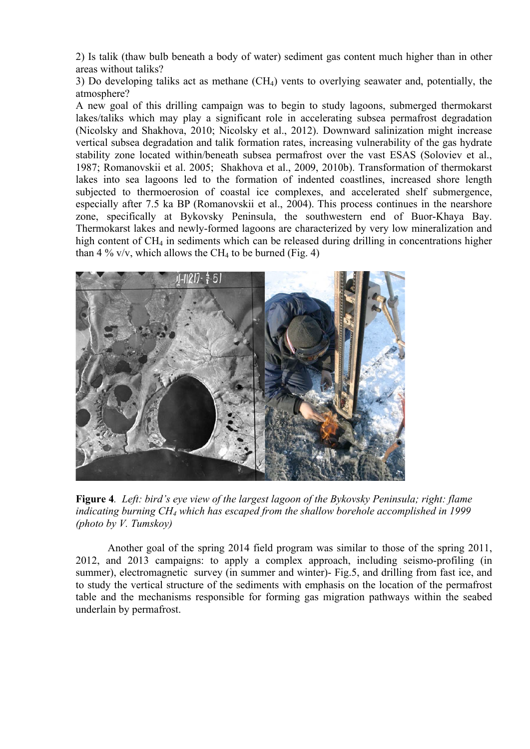2) Is talik (thaw bulb beneath a body of water) sediment gas content much higher than in other areas without taliks?

3) Do developing taliks act as methane ($CH_4$) vents to overlying seawater and, potentially, the atmosphere?

A new goal of this drilling campaign was to begin to study lagoons, submerged thermokarst lakes/taliks which may play a significant role in accelerating subsea permafrost degradation (Nicolsky and Shakhova, 2010; Nicolsky et al., 2012). Downward salinization might increase vertical subsea degradation and talik formation rates, increasing vulnerability of the gas hydrate stability zone located within/beneath subsea permafrost over the vast ESAS (Soloviev et al., 1987; Romanovskii et al. 2005; Shakhova et al., 2009, 2010b). Transformation of thermokarst lakes into sea lagoons led to the formation of indented coastlines, increased shore length subjected to thermoerosion of coastal ice complexes, and accelerated shelf submergence, especially after 7.5 ka BP (Romanovskii et al., 2004). This process continues in the nearshore zone, specifically at Bykovsky Peninsula, the southwestern end of Buor-Khaya Bay. Thermokarst lakes and newly-formed lagoons are characterized by very low mineralization and high content of $CH_4$ in sediments which can be released during drilling in concentrations higher than 4 % v/v, which allows the $CH_4$ to be burned (Fig. 4)

**Figure 4**. *Left: bird's eye view of the largest lagoon of the Bykovsky Peninsula; right: flame indicating burning $CH_4$ which has escaped from the shallow borehole accomplished in 1999 (photo by V. Tumskoy)*

Another goal of the spring 2014 field program was similar to those of the spring 2011, 2012, and 2013 campaigns: to apply a complex approach, including seismo-profiling (in summer), electromagnetic survey (in summer and winter)- Fig.5, and drilling from fast ice, and to study the vertical structure of the sediments with emphasis on the location of the permafrost table and the mechanisms responsible for forming gas migration pathways within the seabed underlain by permafrost.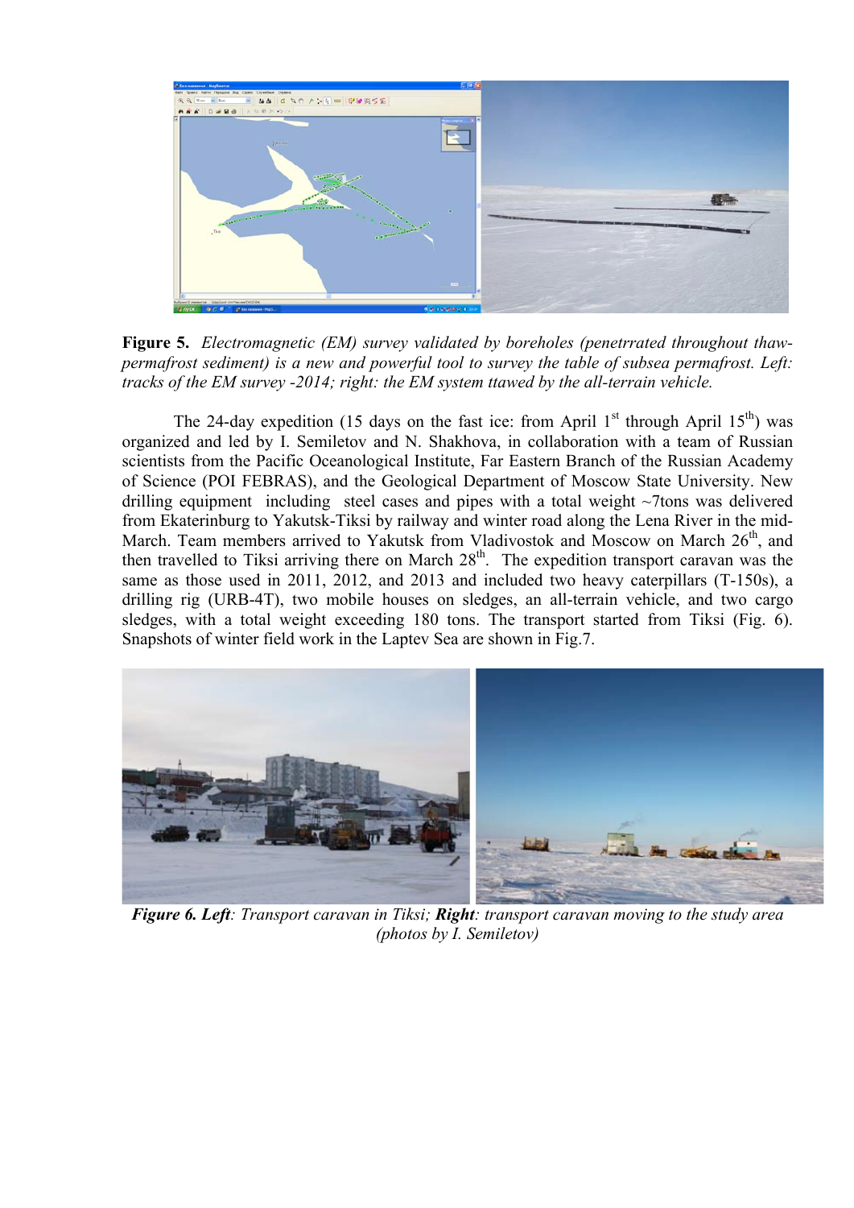**Figure 5.** *Electromagnetic (EM) survey validated by boreholes (penetrrated throughout thaw-permafrost sediment) is a new and powerful tool to survey the table of subsea permafrost. Left: tracks of the EM survey -2014; right: the EM system ttawed by the all-terrain vehicle.*

The 24-day expedition (15 days on the fast ice: from April 1st through April 15th) was organized and led by I. Semiletov and N. Shakhova, in collaboration with a team of Russian scientists from the Pacific Oceanological Institute, Far Eastern Branch of the Russian Academy of Science (POI FEBRAS), and the Geological Department of Moscow State University. New drilling equipment including steel cases and pipes with a total weight ~7tons was delivered from Ekaterinburg to Yakutsk-Tiksi by railway and winter road along the Lena River in the mid-March. Team members arrived to Yakutsk from Vladivostok and Moscow on March 26th, and then travelled to Tiksi arriving there on March 28th. The expedition transport caravan was the same as those used in 2011, 2012, and 2013 and included two heavy caterpillars (T-150s), a drilling rig (URB-4T), two mobile houses on sledges, an all-terrain vehicle, and two cargo sledges, with a total weight exceeding 180 tons. The transport started from Tiksi (Fig. 6). Snapshots of winter field work in the Laptev Sea are shown in Fig.7.

***Figure 6. Left****: Transport caravan in Tiksi;* ***Right****: transport caravan moving to the study area (photos by I. Semiletov)*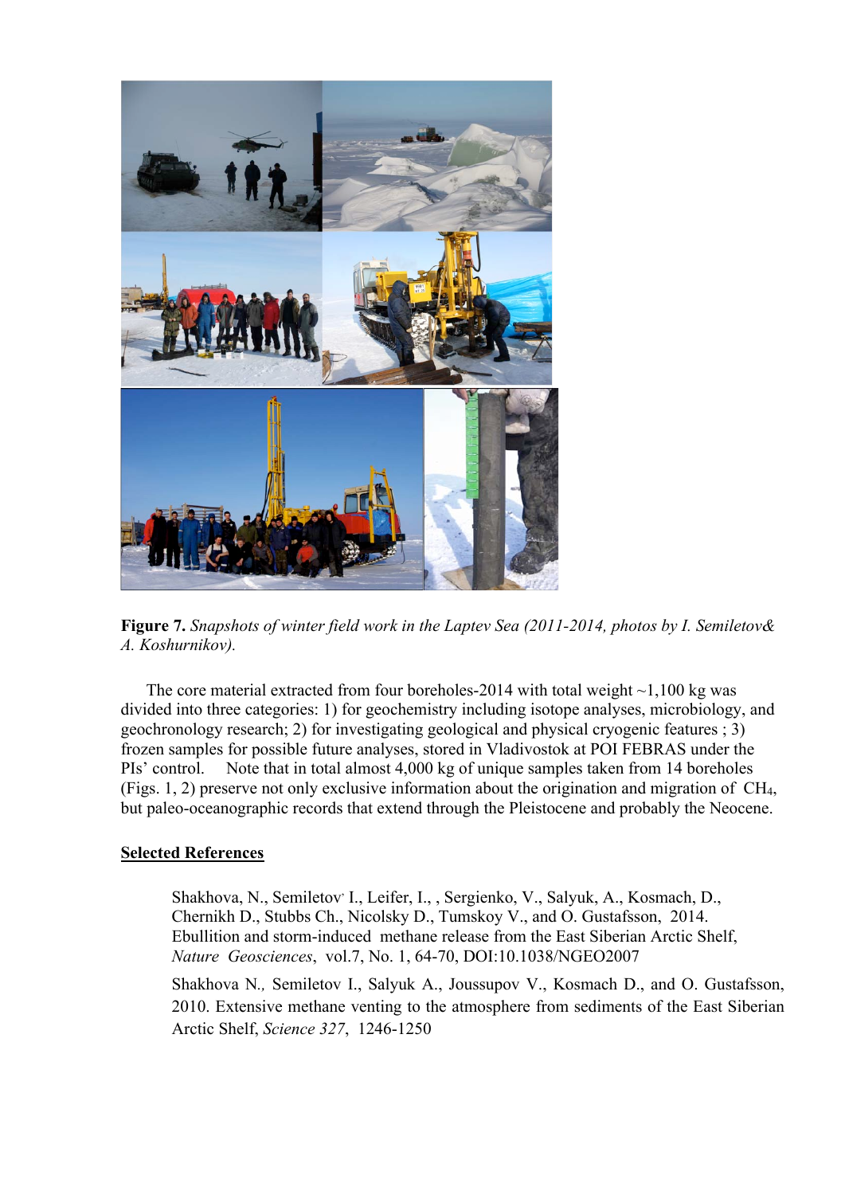**Figure 7.** *Snapshots of winter field work in the Laptev Sea (2011-2014, photos by I. Semiletov& A. Koshurnikov).*

The core material extracted from four boreholes-2014 with total weight ~1,100 kg was divided into three categories: 1) for geochemistry including isotope analyses, microbiology, and geochronology research; 2) for investigating geological and physical cryogenic features ; 3) frozen samples for possible future analyses, stored in Vladivostok at POI FEBRAS under the PIs' control. Note that in total almost 4,000 kg of unique samples taken from 14 boreholes (Figs. 1, 2) preserve not only exclusive information about the origination and migration of $CH_4$, but paleo-oceanographic records that extend through the Pleistocene and probably the Neocene.

## Selected References

Shakhova, N., Semiletov, I., Leifer, I., , Sergienko, V., Salyuk, A., Kosmach, D., Chernikh D., Stubbs Ch., Nicolsky D., Tumskoy V., and O. Gustafsson, 2014. Ebullition and storm-induced methane release from the East Siberian Arctic Shelf, *Nature Geosciences*, vol.7, No. 1, 64-70, DOI:10.1038/NGEO2007

Shakhova N., Semiletov I., Salyuk A., Joussupov V., Kosmach D., and O. Gustafsson, 2010. Extensive methane venting to the atmosphere from sediments of the East Siberian Arctic Shelf, *Science 327*, 1246-1250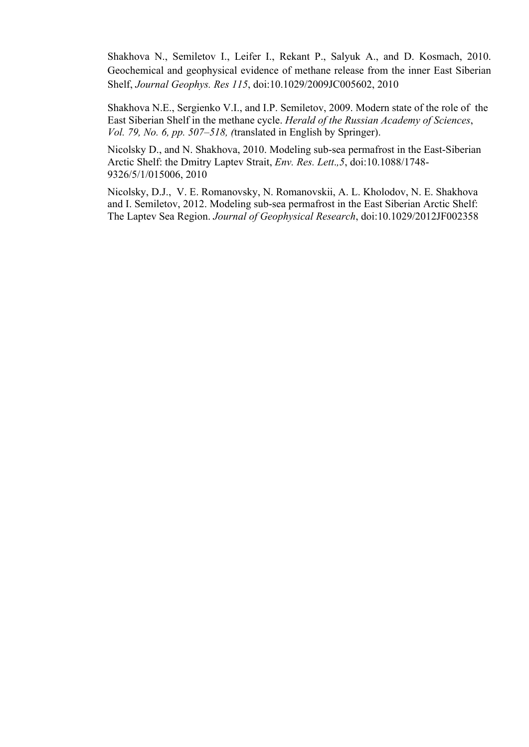Shakhova N., Semiletov I., Leifer I., Rekant P., Salyuk A., and D. Kosmach, 2010. Geochemical and geophysical evidence of methane release from the inner East Siberian Shelf, *Journal Geophys. Res 115*, doi:10.1029/2009JC005602, 2010

Shakhova N.E., Sergienko V.I., and I.P. Semiletov, 2009. Modern state of the role of the East Siberian Shelf in the methane cycle. *Herald of the Russian Academy of Sciences*, *Vol. 79, No. 6, pp. 507–518, (*translated in English by Springer).

Nicolsky D., and N. Shakhova, 2010. Modeling sub-sea permafrost in the East-Siberian Arctic Shelf: the Dmitry Laptev Strait, *Env. Res. Lett.,5*, doi:10.1088/1748-9326/5/1/015006, 2010

Nicolsky, D.J., V. E. Romanovsky, N. Romanovskii, A. L. Kholodov, N. E. Shakhova and I. Semiletov, 2012. Modeling sub-sea permafrost in the East Siberian Arctic Shelf: The Laptev Sea Region. *Journal of Geophysical Research*, doi:10.1029/2012JF002358